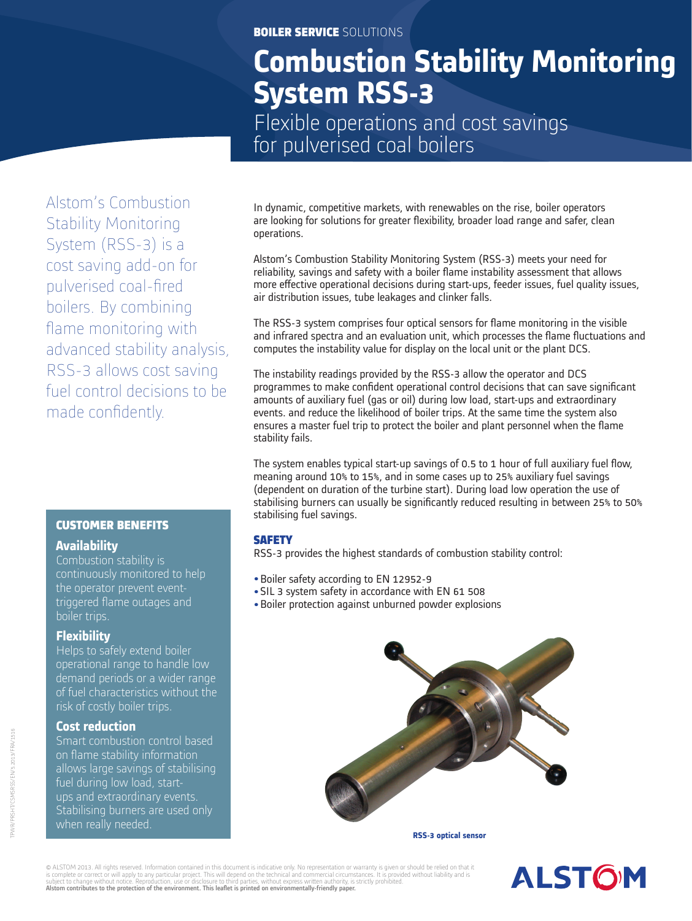BOILER SERVICE SOLUTIONS

# Combustion Stability Monitoring System RSS-3

## Flexible operations and cost savings for pulverised coal boilers

Alstom's Combustion Stability Monitoring System (RSS-3) is a cost saving add-on for pulverised coal-fired boilers. By combining flame monitoring with advanced stability analysis, RSS-3 allows cost saving fuel control decisions to be made confidently.

In dynamic, competitive markets, with renewables on the rise, boiler operators are looking for solutions for greater flexibility, broader load range and safer, clean operations.

Alstom's Combustion Stability Monitoring System (RSS-3) meets your need for reliability, savings and safety with a boiler flame instability assessment that allows more effective operational decisions during start-ups, feeder issues, fuel quality issues, air distribution issues, tube leakages and clinker falls.

The RSS-3 system comprises four optical sensors for flame monitoring in the visible and infrared spectra and an evaluation unit, which processes the flame fluctuations and computes the instability value for display on the local unit or the plant DCS.

The instability readings provided by the RSS-3 allow the operator and DCS programmes to make confident operational control decisions that can save significant amounts of auxiliary fuel (gas or oil) during low load, start-ups and extraordinary events. and reduce the likelihood of boiler trips. At the same time the system also ensures a master fuel trip to protect the boiler and plant personnel when the flame stability fails.

The system enables typical start-up savings of 0.5 to 1 hour of full auxiliary fuel flow, meaning around 10% to 15%, and in some cases up to 25% auxiliary fuel savings (dependent on duration of the turbine start). During load low operation the use of stabilising burners can usually be significantly reduced resulting in between 25% to 50% stabilising fuel savings.

### SAFETY

RSS-3 provides the highest standards of combustion stability control:

- Boiler safety according to EN 12952-9
- SIL 3 system safety in accordance with EN 61 508
- Boiler protection against unburned powder explosions

RSS-3 optical sensor

### CUSTOMER BENEFITS

**Availability**
Combustion stability is continuously monitored to help the operator prevent event-triggered flame outages and boiler trips.

**Flexibility**
Helps to safely extend boiler operational range to handle low demand periods or a wider range of fuel characteristics without the risk of costly boiler trips.

**Cost reduction**
Smart combustion control based on flame stability information allows large savings of stabilising fuel during low load, start-ups and extraordinary events. Stabilising burners are used only when really needed.

© ALSTOM 2013. All rights reserved. Information contained in this document is indicative only. No representation or warranty is given or should be relied on that it is complete or correct or will apply to any particular project. This will depend on the technical and commercial circumstances. It is provided without liability and is subject to change without notice. Reproduction, use or disclosure to third parties, without express written authority, is strictly prohibited.
**Alstom contributes to the protection of the environment. This leaflet is printed on environmentally-friendly paper.**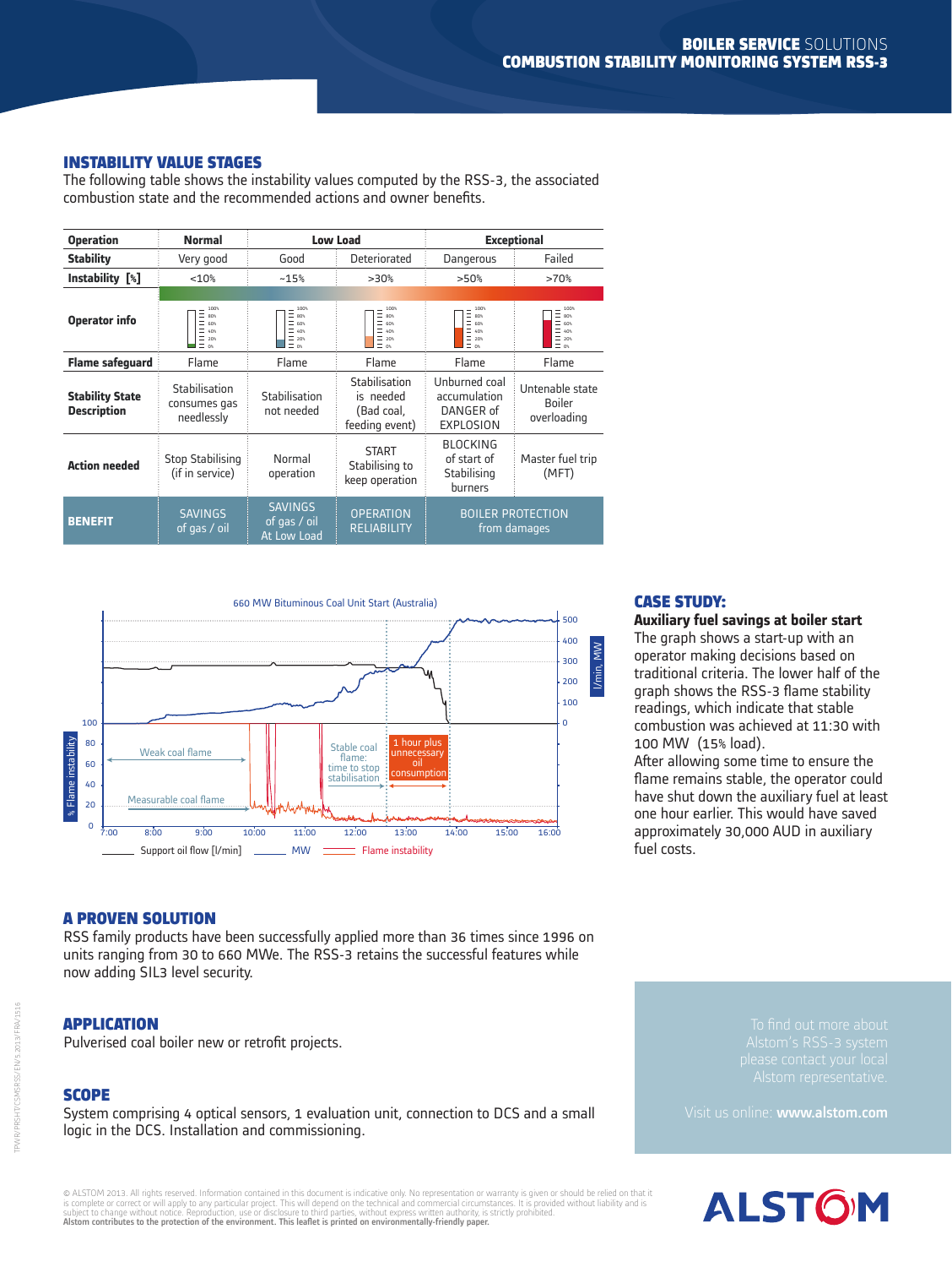## INSTABILITY VALUE STAGES

The following table shows the instability values computed by the RSS-3, the associated combustion state and the recommended actions and owner benefits.

| Operation | Normal | Low Load | | Exceptional | |
|---|---|---|---|---|---|
| **Stability** | Very good | Good | Deteriorated | Dangerous | Failed |
| **Instability [%]** | <10% | ~15% | >30% | >50% | >70% |
| **Operator info** | | | | | |
| **Flame safeguard** | Flame | Flame | Flame | Flame | Flame |
| **Stability State Description** | Stabilisation consumes gas needlessly | Stabilisation not needed | Stabilisation is needed (Bad coal, feeding event) | Unburned coal accumulation DANGER of EXPLOSION | Untenable state Boiler overloading |
| **Action needed** | Stop Stabilising (if in service) | Normal operation | START Stabilising to keep operation | BLOCKING of start of Stabilising burners | Master fuel trip (MFT) |
| **BENEFIT** | SAVINGS of gas / oil | SAVINGS of gas / oil At Low Load | OPERATION RELIABILITY | BOILER PROTECTION from damages | |

660 MW Bituminous Coal Unit Start (Australia)

500
400
300
200
100
0
l/min, MW

100
80
60
40
20
0
% Flame instability

7:00 8:00 9:00 10:00 11:00 12:00 13:00 14:00 15:00 16:00

Weak coal flame

Measurable coal flame

Stable coal flame: time to stop stabilisation

1 hour plus unnecessary oil consumption

Support oil flow [l/min] MW Flame instability

## CASE STUDY:

**Auxiliary fuel savings at boiler start**

The graph shows a start-up with an operator making decisions based on traditional criteria. The lower half of the graph shows the RSS-3 flame stability readings, which indicate that stable combustion was achieved at 11:30 with 100 MW (15% load).

After allowing some time to ensure the flame remains stable, the operator could have shut down the auxiliary fuel at least one hour earlier. This would have saved approximately 30,000 AUD in auxiliary fuel costs.

## A PROVEN SOLUTION

RSS family products have been successfully applied more than 36 times since 1996 on units ranging from 30 to 660 MWe. The RSS-3 retains the successful features while now adding SIL3 level security.

## APPLICATION

Pulverised coal boiler new or retrofit projects.

## SCOPE

System comprising 4 optical sensors, 1 evaluation unit, connection to DCS and a small logic in the DCS. Installation and commissioning.

To find out more about Alstom's RSS-3 system please contact your local Alstom representative.

Visit us online: **www.alstom.com**

TPWR/PRSHT/CSMSRSS/EN/S.2013/FRA/1516

© ALSTOM 2013. All rights reserved. Information contained in this document is indicative only. No representation or warranty is given or should be relied on that it is complete or correct or will apply to any particular project. This will depend on the technical and commercial circumstances. It is provided without liability and is subject to change without notice. Reproduction, use or disclosure to third parties, without express written authority, is strictly prohibited.
**Alstom contributes to the protection of the environment. This leaflet is printed on environmentally-friendly paper.**

ALSTOM